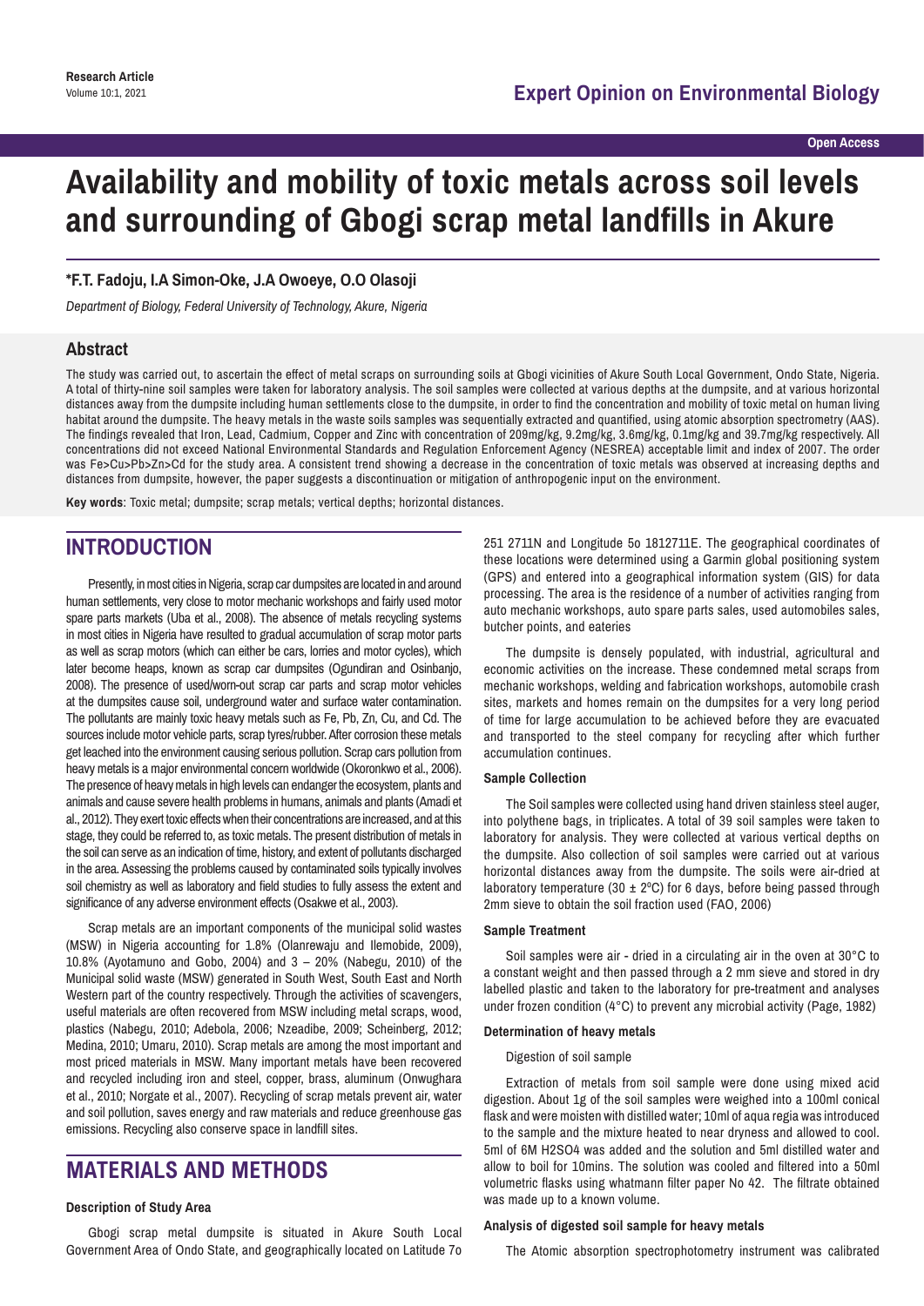# Availability and mobility of toxic metals across soil levels and surrounding of Gbogi scrap metal landfills in Akure

**\*F.T. Fadoju, I.A Simon-Oke, J.A Owoeye, O.O Olasoji**

*Department of Biology, Federal University of Technology, Akure, Nigeria*

## Abstract

The study was carried out, to ascertain the effect of metal scraps on surrounding soils at Gbogi vicinities of Akure South Local Government, Ondo State, Nigeria. A total of thirty-nine soil samples were taken for laboratory analysis. The soil samples were collected at various depths at the dumpsite, and at various horizontal distances away from the dumpsite including human settlements close to the dumpsite, in order to find the concentration and mobility of toxic metal on human living habitat around the dumpsite. The heavy metals in the waste soils samples was sequentially extracted and quantified, using atomic absorption spectrometry (AAS). The findings revealed that Iron, Lead, Cadmium, Copper and Zinc with concentration of 209mg/kg, 9.2mg/kg, 3.6mg/kg, 0.1mg/kg and 39.7mg/kg respectively. All concentrations did not exceed National Environmental Standards and Regulation Enforcement Agency (NESREA) acceptable limit and index of 2007. The order was Fe>Cu>Pb>Zn>Cd for the study area. A consistent trend showing a decrease in the concentration of toxic metals was observed at increasing depths and distances from dumpsite, however, the paper suggests a discontinuation or mitigation of anthropogenic input on the environment.

**Key words**: Toxic metal; dumpsite; scrap metals; vertical depths; horizontal distances.

## INTRODUCTION

Presently, in most cities in Nigeria, scrap car dumpsites are located in and around human settlements, very close to motor mechanic workshops and fairly used motor spare parts markets (Uba et al., 2008). The absence of metals recycling systems in most cities in Nigeria have resulted to gradual accumulation of scrap motor parts as well as scrap motors (which can either be cars, lorries and motor cycles), which later become heaps, known as scrap car dumpsites (Ogundiran and Osinbanjo, 2008). The presence of used/worn-out scrap car parts and scrap motor vehicles at the dumpsites cause soil, underground water and surface water contamination. The pollutants are mainly toxic heavy metals such as Fe, Pb, Zn, Cu, and Cd. The sources include motor vehicle parts, scrap tyres/rubber. After corrosion these metals get leached into the environment causing serious pollution. Scrap cars pollution from heavy metals is a major environmental concern worldwide (Okoronkwo et al., 2006). The presence of heavy metals in high levels can endanger the ecosystem, plants and animals and cause severe health problems in humans, animals and plants (Amadi et al., 2012). They exert toxic effects when their concentrations are increased, and at this stage, they could be referred to, as toxic metals. The present distribution of metals in the soil can serve as an indication of time, history, and extent of pollutants discharged in the area. Assessing the problems caused by contaminated soils typically involves soil chemistry as well as laboratory and field studies to fully assess the extent and significance of any adverse environment effects (Osakwe et al., 2003).

Scrap metals are an important components of the municipal solid wastes (MSW) in Nigeria accounting for 1.8% (Olanrewaju and Ilemobide, 2009), 10.8% (Ayotamuno and Gobo, 2004) and 3 – 20% (Nabegu, 2010) of the Municipal solid waste (MSW) generated in South West, South East and North Western part of the country respectively. Through the activities of scavengers, useful materials are often recovered from MSW including metal scraps, wood, plastics (Nabegu, 2010; Adebola, 2006; Nzeadibe, 2009; Scheinberg, 2012; Medina, 2010; Umaru, 2010). Scrap metals are among the most important and most priced materials in MSW. Many important metals have been recovered and recycled including iron and steel, copper, brass, aluminum (Onwughara et al., 2010; Norgate et al., 2007). Recycling of scrap metals prevent air, water and soil pollution, saves energy and raw materials and reduce greenhouse gas emissions. Recycling also conserve space in landfill sites.

## MATERIALS AND METHODS

### Description of Study Area

Gbogi scrap metal dumpsite is situated in Akure South Local Government Area of Ondo State, and geographically located on Latitude 7o 251 2711N and Longitude 5o 1812711E. The geographical coordinates of these locations were determined using a Garmin global positioning system (GPS) and entered into a geographical information system (GIS) for data processing. The area is the residence of a number of activities ranging from auto mechanic workshops, auto spare parts sales, used automobiles sales, butcher points, and eateries

The dumpsite is densely populated, with industrial, agricultural and economic activities on the increase. These condemned metal scraps from mechanic workshops, welding and fabrication workshops, automobile crash sites, markets and homes remain on the dumpsites for a very long period of time for large accumulation to be achieved before they are evacuated and transported to the steel company for recycling after which further accumulation continues.

### Sample Collection

The Soil samples were collected using hand driven stainless steel auger, into polythene bags, in triplicates. A total of 39 soil samples were taken to laboratory for analysis. They were collected at various vertical depths on the dumpsite. Also collection of soil samples were carried out at various horizontal distances away from the dumpsite. The soils were air-dried at laboratory temperature (30 ± 2$^{o}$C) for 6 days, before being passed through 2mm sieve to obtain the soil fraction used (FAO, 2006)

### Sample Treatment

Soil samples were air - dried in a circulating air in the oven at 30°C to a constant weight and then passed through a 2 mm sieve and stored in dry labelled plastic and taken to the laboratory for pre-treatment and analyses under frozen condition (4°C) to prevent any microbial activity (Page, 1982)

### Determination of heavy metals

Digestion of soil sample

Extraction of metals from soil sample were done using mixed acid digestion. About 1g of the soil samples were weighed into a 100ml conical flask and were moisten with distilled water; 10ml of aqua regia was introduced to the sample and the mixture heated to near dryness and allowed to cool. 5ml of 6M $H_2SO_4$ was added and the solution and 5ml distilled water and allow to boil for 10mins. The solution was cooled and filtered into a 50ml volumetric flasks using whatmann filter paper No 42. The filtrate obtained was made up to a known volume.

### Analysis of digested soil sample for heavy metals

The Atomic absorption spectrophotometry instrument was calibrated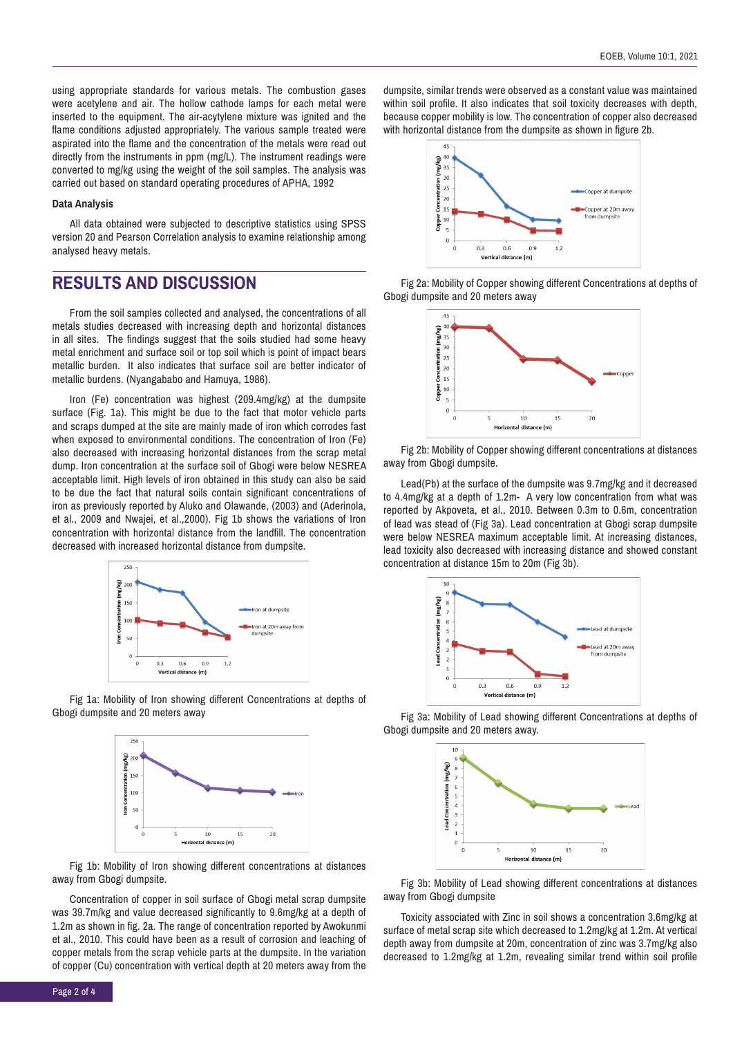using appropriate standards for various metals. The combustion gases were acetylene and air. The hollow cathode lamps for each metal were inserted to the equipment. The air-acytylene mixture was ignited and the flame conditions adjusted appropriately. The various sample treated were aspirated into the flame and the concentration of the metals were read out directly from the instruments in ppm (mg/L). The instrument readings were converted to mg/kg using the weight of the soil samples. The analysis was carried out based on standard operating procedures of APHA, 1992

**Data Analysis**

All data obtained were subjected to descriptive statistics using SPSS version 20 and Pearson Correlation analysis to examine relationship among analysed heavy metals.

## RESULTS AND DISCUSSION

From the soil samples collected and analysed, the concentrations of all metals studies decreased with increasing depth and horizontal distances in all sites. The findings suggest that the soils studied had some heavy metal enrichment and surface soil or top soil which is point of impact bears metallic burden. It also indicates that surface soil are better indicator of metallic burdens. (Nyangababo and Hamuya, 1986).

Iron (Fe) concentration was highest (209.4mg/kg) at the dumpsite surface (Fig. 1a). This might be due to the fact that motor vehicle parts and scraps dumped at the site are mainly made of iron which corrodes fast when exposed to environmental conditions. The concentration of Iron (Fe) also decreased with increasing horizontal distances from the scrap metal dump. Iron concentration at the surface soil of Gbogi were below NESREA acceptable limit. High levels of iron obtained in this study can also be said to be due the fact that natural soils contain significant concentrations of iron as previously reported by Aluko and Olawande, (2003) and (Aderinola, et al., 2009 and Nwajei, et al.,2000). Fig 1b shows the variations of Iron concentration with horizontal distance from the landfill. The concentration decreased with increased horizontal distance from dumpsite.

Fig 1a: Mobility of Iron showing different Concentrations at depths of Gbogi dumpsite and 20 meters away

Fig 1b: Mobility of Iron showing different concentrations at distances away from Gbogi dumpsite.

Concentration of copper in soil surface of Gbogi metal scrap dumpsite was 39.7m/kg and value decreased significantly to 9.6mg/kg at a depth of 1.2m as shown in fig. 2a. The range of concentration reported by Awokunmi et al., 2010. This could have been as a result of corrosion and leaching of copper metals from the scrap vehicle parts at the dumpsite. In the variation of copper (Cu) concentration with vertical depth at 20 meters away from the dumpsite, similar trends were observed as a constant value was maintained within soil profile. It also indicates that soil toxicity decreases with depth, because copper mobility is low. The concentration of copper also decreased with horizontal distance from the dumpsite as shown in figure 2b.

Fig 2a: Mobility of Copper showing different Concentrations at depths of Gbogi dumpsite and 20 meters away

Fig 2b: Mobility of Copper showing different concentrations at distances away from Gbogi dumpsite.

Lead(Pb) at the surface of the dumpsite was 9.7mg/kg and it decreased to 4.4mg/kg at a depth of 1.2m- A very low concentration from what was reported by Akpoveta, et al., 2010. Between 0.3m to 0.6m, concentration of lead was stead of (Fig 3a). Lead concentration at Gbogi scrap dumpsite were below NESREA maximum acceptable limit. At increasing distances, lead toxicity also decreased with increasing distance and showed constant concentration at distance 15m to 20m (Fig 3b).

Fig 3a: Mobility of Lead showing different Concentrations at depths of Gbogi dumpsite and 20 meters away.

Fig 3b: Mobility of Lead showing different concentrations at distances away from Gbogi dumpsite

Toxicity associated with Zinc in soil shows a concentration 3.6mg/kg at surface of metal scrap site which decreased to 1.2mg/kg at 1.2m. At vertical depth away from dumpsite at 20m, concentration of zinc was 3.7mg/kg also decreased to 1.2mg/kg at 1.2m, revealing similar trend within soil profile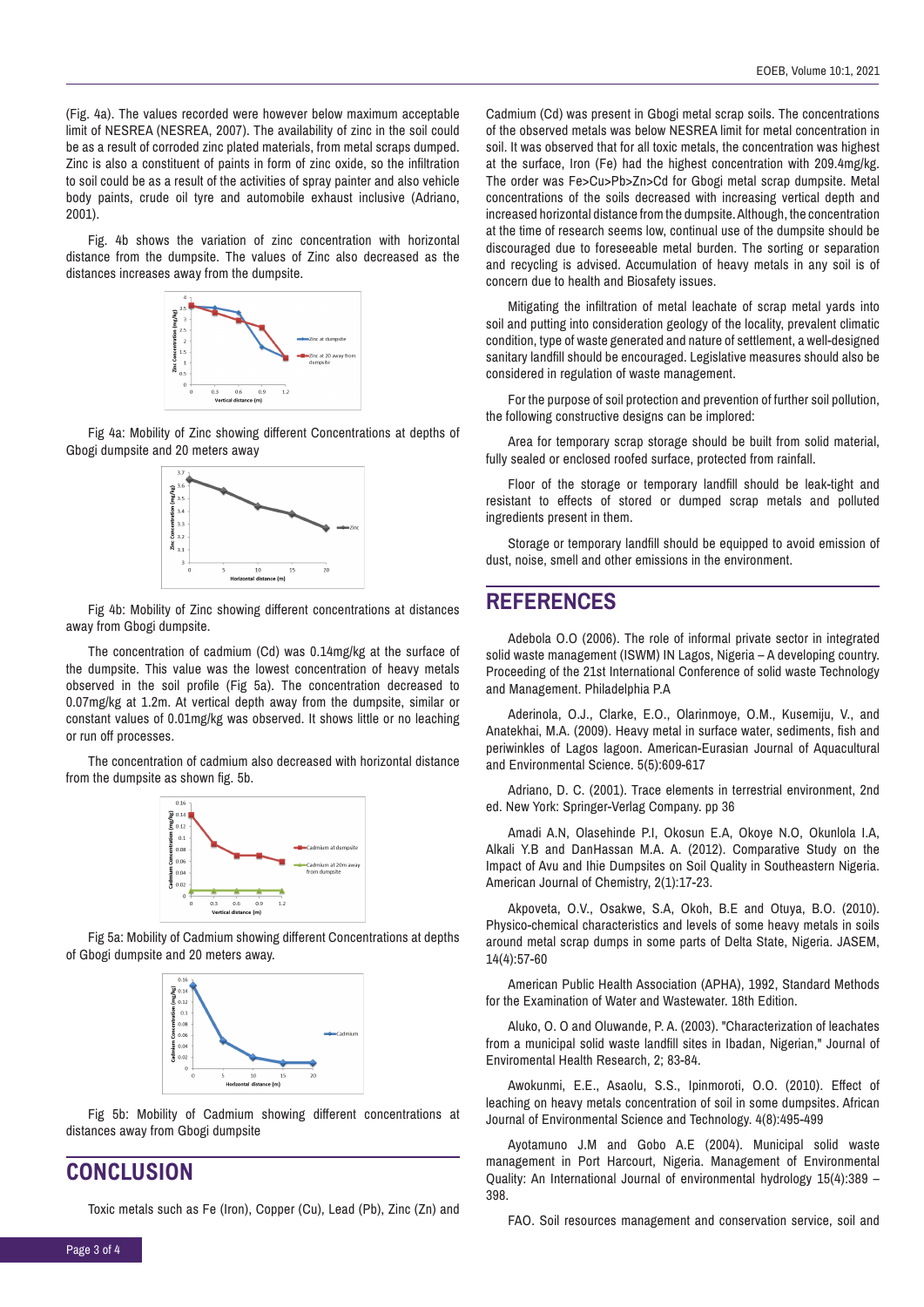(Fig. 4a). The values recorded were however below maximum acceptable limit of NESREA (NESREA, 2007). The availability of zinc in the soil could be as a result of corroded zinc plated materials, from metal scraps dumped. Zinc is also a constituent of paints in form of zinc oxide, so the infiltration to soil could be as a result of the activities of spray painter and also vehicle body paints, crude oil tyre and automobile exhaust inclusive (Adriano, 2001).

Fig. 4b shows the variation of zinc concentration with horizontal distance from the dumpsite. The values of Zinc also decreased as the distances increases away from the dumpsite.

Fig 4a: Mobility of Zinc showing different Concentrations at depths of Gbogi dumpsite and 20 meters away

Fig 4b: Mobility of Zinc showing different concentrations at distances away from Gbogi dumpsite.

The concentration of cadmium (Cd) was 0.14mg/kg at the surface of the dumpsite. This value was the lowest concentration of heavy metals observed in the soil profile (Fig 5a). The concentration decreased to 0.07mg/kg at 1.2m. At vertical depth away from the dumpsite, similar or constant values of 0.01mg/kg was observed. It shows little or no leaching or run off processes.

The concentration of cadmium also decreased with horizontal distance from the dumpsite as shown fig. 5b.

Fig 5a: Mobility of Cadmium showing different Concentrations at depths of Gbogi dumpsite and 20 meters away.

Fig 5b: Mobility of Cadmium showing different concentrations at distances away from Gbogi dumpsite

## CONCLUSION

Toxic metals such as Fe (Iron), Copper (Cu), Lead (Pb), Zinc (Zn) and Cadmium (Cd) was present in Gbogi metal scrap soils. The concentrations of the observed metals was below NESREA limit for metal concentration in soil. It was observed that for all toxic metals, the concentration was highest at the surface, Iron (Fe) had the highest concentration with 209.4mg/kg. The order was Fe>Cu>Pb>Zn>Cd for Gbogi metal scrap dumpsite. Metal concentrations of the soils decreased with increasing vertical depth and increased horizontal distance from the dumpsite. Although, the concentration at the time of research seems low, continual use of the dumpsite should be discouraged due to foreseeable metal burden. The sorting or separation and recycling is advised. Accumulation of heavy metals in any soil is of concern due to health and Biosafety issues.

Mitigating the infiltration of metal leachate of scrap metal yards into soil and putting into consideration geology of the locality, prevalent climatic condition, type of waste generated and nature of settlement, a well-designed sanitary landfill should be encouraged. Legislative measures should also be considered in regulation of waste management.

For the purpose of soil protection and prevention of further soil pollution, the following constructive designs can be implored:

Area for temporary scrap storage should be built from solid material, fully sealed or enclosed roofed surface, protected from rainfall.

Floor of the storage or temporary landfill should be leak-tight and resistant to effects of stored or dumped scrap metals and polluted ingredients present in them.

Storage or temporary landfill should be equipped to avoid emission of dust, noise, smell and other emissions in the environment.

## REFERENCES

Adebola O.O (2006). The role of informal private sector in integrated solid waste management (ISWM) IN Lagos, Nigeria – A developing country. Proceeding of the 21st International Conference of solid waste Technology and Management. Philadelphia P.A

Aderinola, O.J., Clarke, E.O., Olarinmoye, O.M., Kusemiju, V., and Anatekhai, M.A. (2009). Heavy metal in surface water, sediments, fish and periwinkles of Lagos lagoon. American-Eurasian Journal of Aquacultural and Environmental Science. 5(5):609-617

Adriano, D. C. (2001). Trace elements in terrestrial environment, 2nd ed. New York: Springer-Verlag Company. pp 36

Amadi A.N, Olasehinde P.I, Okosun E.A, Okoye N.O, Okunlola I.A, Alkali Y.B and DanHassan M.A. A. (2012). Comparative Study on the Impact of Avu and Ihie Dumpsites on Soil Quality in Southeastern Nigeria. American Journal of Chemistry, 2(1):17-23.

Akpoveta, O.V., Osakwe, S.A, Okoh, B.E and Otuya, B.O. (2010). Physico-chemical characteristics and levels of some heavy metals in soils around metal scrap dumps in some parts of Delta State, Nigeria. JASEM, 14(4):57-60

American Public Health Association (APHA), 1992, Standard Methods for the Examination of Water and Wastewater. 18th Edition.

Aluko, O. O and Oluwande, P. A. (2003). "Characterization of leachates from a municipal solid waste landfill sites in Ibadan, Nigerian," Journal of Enviromental Health Research, 2; 83-84.

Awokunmi, E.E., Asaolu, S.S., Ipinmoroti, O.O. (2010). Effect of leaching on heavy metals concentration of soil in some dumpsites. African Journal of Environmental Science and Technology. 4(8):495-499

Ayotamuno J.M and Gobo A.E (2004). Municipal solid waste management in Port Harcourt, Nigeria. Management of Environmental Quality: An International Journal of environmental hydrology 15(4):389 – 398.

FAO. Soil resources management and conservation service, soil and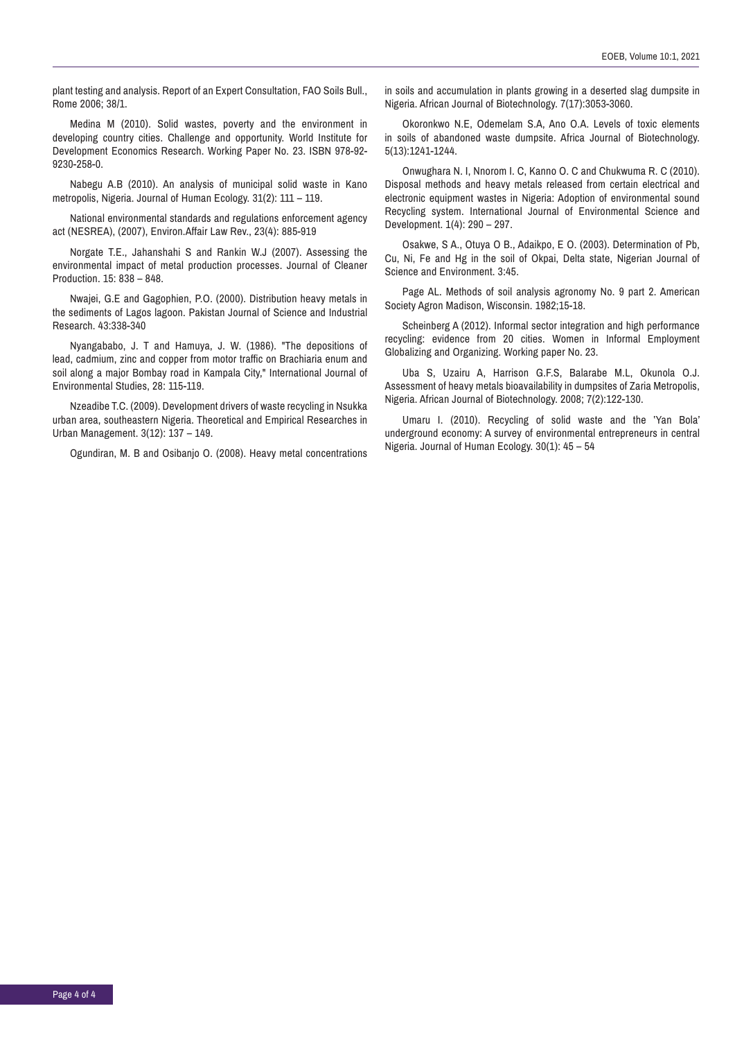plant testing and analysis. Report of an Expert Consultation, FAO Soils Bull., Rome 2006; 38/1.

Medina M (2010). Solid wastes, poverty and the environment in developing country cities. Challenge and opportunity. World Institute for Development Economics Research. Working Paper No. 23. ISBN 978-92-9230-258-0.

Nabegu A.B (2010). An analysis of municipal solid waste in Kano metropolis, Nigeria. Journal of Human Ecology. 31(2): 111 – 119.

National environmental standards and regulations enforcement agency act (NESREA), (2007), Environ.Affair Law Rev., 23(4): 885-919

Norgate T.E., Jahanshahi S and Rankin W.J (2007). Assessing the environmental impact of metal production processes. Journal of Cleaner Production. 15: 838 – 848.

Nwajei, G.E and Gagophien, P.O. (2000). Distribution heavy metals in the sediments of Lagos lagoon. Pakistan Journal of Science and Industrial Research. 43:338-340

Nyangababo, J. T and Hamuya, J. W. (1986). "The depositions of lead, cadmium, zinc and copper from motor traffic on Brachiaria enum and soil along a major Bombay road in Kampala City," International Journal of Environmental Studies, 28: 115-119.

Nzeadibe T.C. (2009). Development drivers of waste recycling in Nsukka urban area, southeastern Nigeria. Theoretical and Empirical Researches in Urban Management. 3(12): 137 – 149.

Ogundiran, M. B and Osibanjo O. (2008). Heavy metal concentrations in soils and accumulation in plants growing in a deserted slag dumpsite in Nigeria. African Journal of Biotechnology. 7(17):3053-3060.

Okoronkwo N.E, Odemelam S.A, Ano O.A. Levels of toxic elements in soils of abandoned waste dumpsite. Africa Journal of Biotechnology. 5(13):1241-1244.

Onwughara N. I, Nnorom I. C, Kanno O. C and Chukwuma R. C (2010). Disposal methods and heavy metals released from certain electrical and electronic equipment wastes in Nigeria: Adoption of environmental sound Recycling system. International Journal of Environmental Science and Development. 1(4): 290 – 297.

Osakwe, S A., Otuya O B., Adaikpo, E O. (2003). Determination of Pb, Cu, Ni, Fe and Hg in the soil of Okpai, Delta state, Nigerian Journal of Science and Environment. 3:45.

Page AL. Methods of soil analysis agronomy No. 9 part 2. American Society Agron Madison, Wisconsin. 1982;15-18.

Scheinberg A (2012). Informal sector integration and high performance recycling: evidence from 20 cities. Women in Informal Employment Globalizing and Organizing. Working paper No. 23.

Uba S, Uzairu A, Harrison G.F.S, Balarabe M.L, Okunola O.J. Assessment of heavy metals bioavailability in dumpsites of Zaria Metropolis, Nigeria. African Journal of Biotechnology. 2008; 7(2):122-130.

Umaru I. (2010). Recycling of solid waste and the 'Yan Bola' underground economy: A survey of environmental entrepreneurs in central Nigeria. Journal of Human Ecology. 30(1): 45 – 54